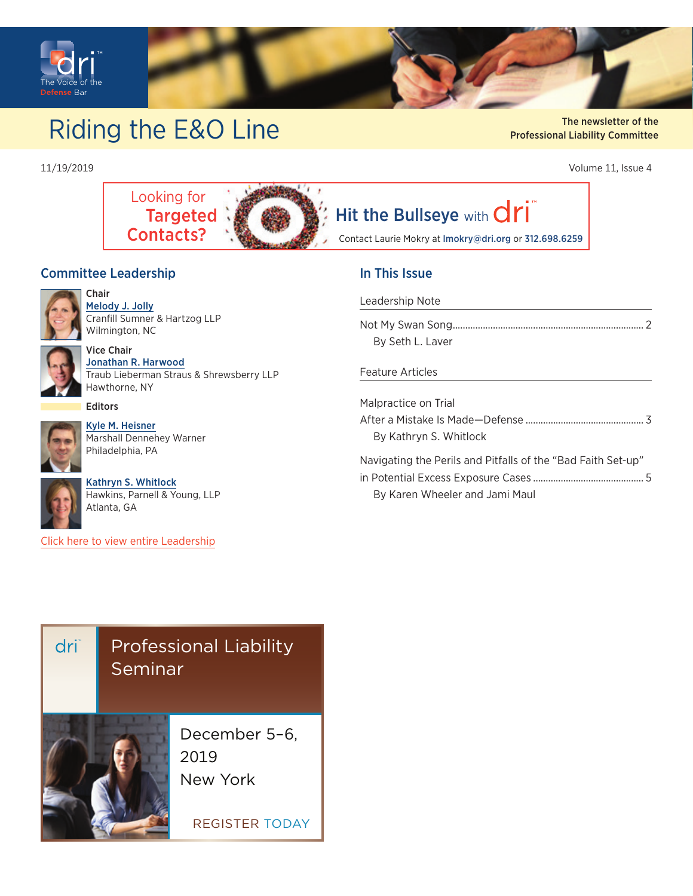# Riding the E&O Line

The newsletter of the Professional Liability Committee

11/19/2019

Volume 11, Issue 4

Looking for **Targeted Contacts?**

**Hit the Bullseye** with dri

Contact Laurie Mokry at lmokry@dri.org or 312.698.6259

## Committee Leadership

**Chair**
Melody J. Jolly
Cranfill Sumner & Hartzog LLP
Wilmington, NC

**Vice Chair**
Jonathan R. Harwood
Traub Lieberman Straus & Shrewsberry LLP
Hawthorne, NY

**Editors**

Kyle M. Heisner
Marshall Dennehey Warner
Philadelphia, PA

Kathryn S. Whitlock
Hawkins, Parnell & Young, LLP
Atlanta, GA

Click here to view entire Leadership

## In This Issue

**Leadership Note**

Not My Swan Song .......... 2
By Seth L. Laver

**Feature Articles**

Malpractice on Trial
After a Mistake Is Made—Defense .......... 3
By Kathryn S. Whitlock

Navigating the Perils and Pitfalls of the "Bad Faith Set-up" in Potential Excess Exposure Cases .......... 5
By Karen Wheeler and Jami Maul

dri **Professional Liability Seminar**

December 5–6, 2019
New York

REGISTER TODAY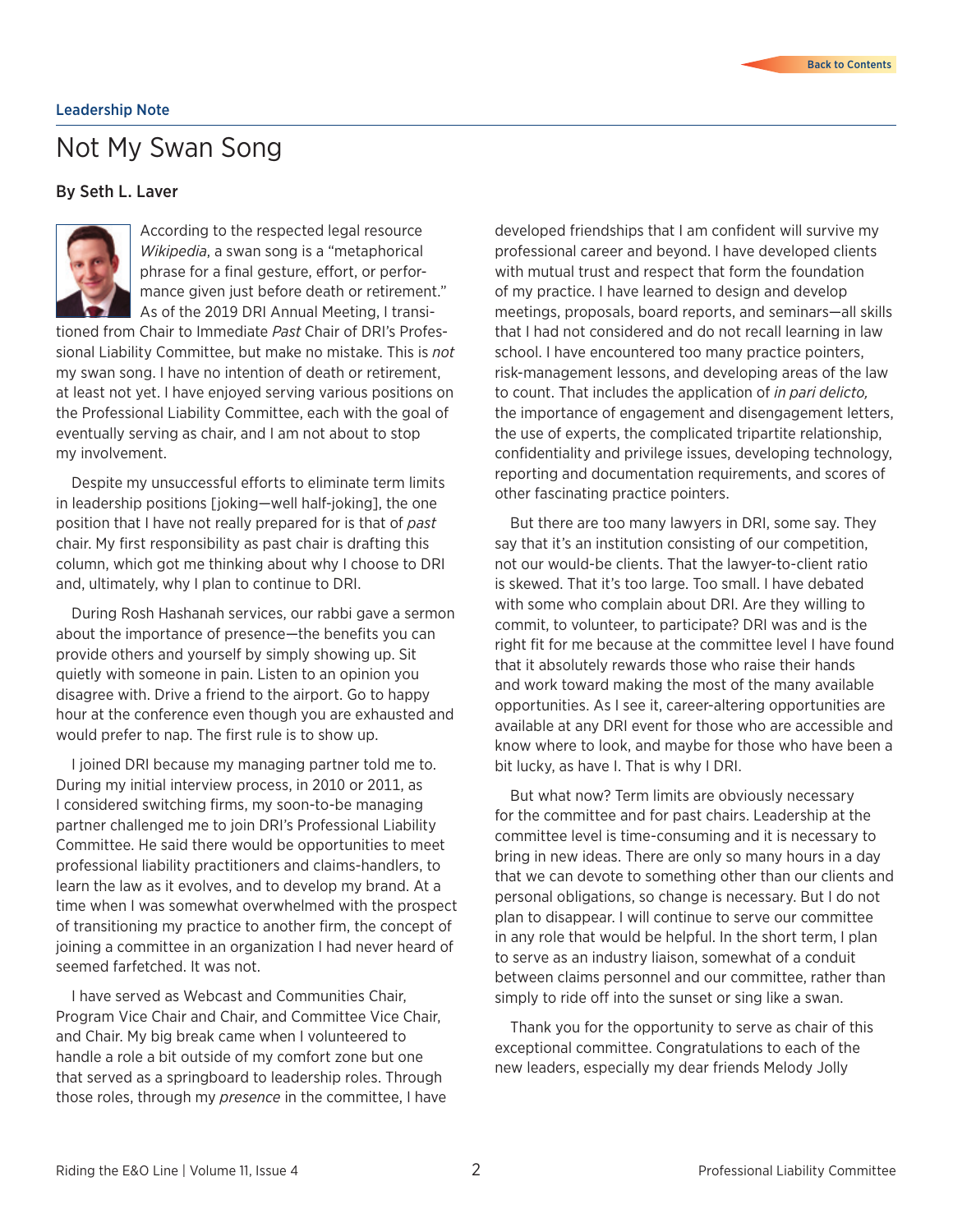Leadership Note

# Not My Swan Song

**By Seth L. Laver**

According to the respected legal resource *Wikipedia*, a swan song is a "metaphorical phrase for a final gesture, effort, or performance given just before death or retirement." As of the 2019 DRI Annual Meeting, I transitioned from Chair to Immediate *Past* Chair of DRI's Professional Liability Committee, but make no mistake. This is *not* my swan song. I have no intention of death or retirement, at least not yet. I have enjoyed serving various positions on the Professional Liability Committee, each with the goal of eventually serving as chair, and I am not about to stop my involvement.

Despite my unsuccessful efforts to eliminate term limits in leadership positions [joking—well half-joking], the one position that I have not really prepared for is that of *past* chair. My first responsibility as past chair is drafting this column, which got me thinking about why I choose to DRI and, ultimately, why I plan to continue to DRI.

During Rosh Hashanah services, our rabbi gave a sermon about the importance of presence—the benefits you can provide others and yourself by simply showing up. Sit quietly with someone in pain. Listen to an opinion you disagree with. Drive a friend to the airport. Go to happy hour at the conference even though you are exhausted and would prefer to nap. The first rule is to show up.

I joined DRI because my managing partner told me to. During my initial interview process, in 2010 or 2011, as I considered switching firms, my soon-to-be managing partner challenged me to join DRI's Professional Liability Committee. He said there would be opportunities to meet professional liability practitioners and claims-handlers, to learn the law as it evolves, and to develop my brand. At a time when I was somewhat overwhelmed with the prospect of transitioning my practice to another firm, the concept of joining a committee in an organization I had never heard of seemed farfetched. It was not.

I have served as Webcast and Communities Chair, Program Vice Chair and Chair, and Committee Vice Chair, and Chair. My big break came when I volunteered to handle a role a bit outside of my comfort zone but one that served as a springboard to leadership roles. Through those roles, through my *presence* in the committee, I have developed friendships that I am confident will survive my professional career and beyond. I have developed clients with mutual trust and respect that form the foundation of my practice. I have learned to design and develop meetings, proposals, board reports, and seminars—all skills that I had not considered and do not recall learning in law school. I have encountered too many practice pointers, risk-management lessons, and developing areas of the law to count. That includes the application of *in pari delicto,* the importance of engagement and disengagement letters, the use of experts, the complicated tripartite relationship, confidentiality and privilege issues, developing technology, reporting and documentation requirements, and scores of other fascinating practice pointers.

But there are too many lawyers in DRI, some say. They say that it's an institution consisting of our competition, not our would-be clients. That the lawyer-to-client ratio is skewed. That it's too large. Too small. I have debated with some who complain about DRI. Are they willing to commit, to volunteer, to participate? DRI was and is the right fit for me because at the committee level I have found that it absolutely rewards those who raise their hands and work toward making the most of the many available opportunities. As I see it, career-altering opportunities are available at any DRI event for those who are accessible and know where to look, and maybe for those who have been a bit lucky, as have I. That is why I DRI.

But what now? Term limits are obviously necessary for the committee and for past chairs. Leadership at the committee level is time-consuming and it is necessary to bring in new ideas. There are only so many hours in a day that we can devote to something other than our clients and personal obligations, so change is necessary. But I do not plan to disappear. I will continue to serve our committee in any role that would be helpful. In the short term, I plan to serve as an industry liaison, somewhat of a conduit between claims personnel and our committee, rather than simply to ride off into the sunset or sing like a swan.

Thank you for the opportunity to serve as chair of this exceptional committee. Congratulations to each of the new leaders, especially my dear friends Melody Jolly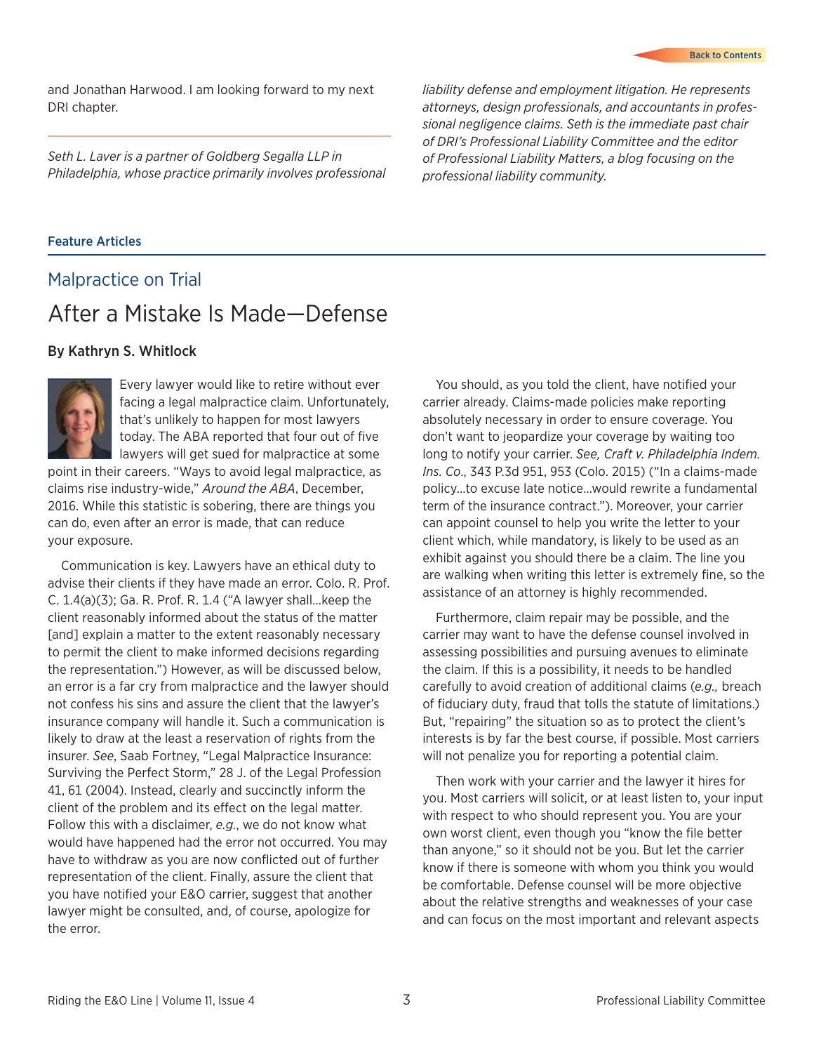and Jonathan Harwood. I am looking forward to my next DRI chapter.

---

*Seth L. Laver is a partner of Goldberg Segalla LLP in Philadelphia, whose practice primarily involves professional liability defense and employment litigation. He represents attorneys, design professionals, and accountants in professional negligence claims. Seth is the immediate past chair of DRI's Professional Liability Committee and the editor of Professional Liability Matters, a blog focusing on the professional liability community.*

## Feature Articles

### Malpractice on Trial

# After a Mistake Is Made—Defense

**By Kathryn S. Whitlock**

Every lawyer would like to retire without ever facing a legal malpractice claim. Unfortunately, that's unlikely to happen for most lawyers today. The ABA reported that four out of five lawyers will get sued for malpractice at some point in their careers. "Ways to avoid legal malpractice, as claims rise industry-wide," *Around the ABA*, December, 2016. While this statistic is sobering, there are things you can do, even after an error is made, that can reduce your exposure.

Communication is key. Lawyers have an ethical duty to advise their clients if they have made an error. Colo. R. Prof. C. 1.4(a)(3); Ga. R. Prof. R. 1.4 ("A lawyer shall…keep the client reasonably informed about the status of the matter [and] explain a matter to the extent reasonably necessary to permit the client to make informed decisions regarding the representation.") However, as will be discussed below, an error is a far cry from malpractice and the lawyer should not confess his sins and assure the client that the lawyer's insurance company will handle it. Such a communication is likely to draw at the least a reservation of rights from the insurer. *See*, Saab Fortney, "Legal Malpractice Insurance: Surviving the Perfect Storm," 28 J. of the Legal Profession 41, 61 (2004). Instead, clearly and succinctly inform the client of the problem and its effect on the legal matter. Follow this with a disclaimer, *e.g.*, we do not know what would have happened had the error not occurred. You may have to withdraw as you are now conflicted out of further representation of the client. Finally, assure the client that you have notified your E&O carrier, suggest that another lawyer might be consulted, and, of course, apologize for the error.

You should, as you told the client, have notified your carrier already. Claims-made policies make reporting absolutely necessary in order to ensure coverage. You don't want to jeopardize your coverage by waiting too long to notify your carrier. *See, Craft v. Philadelphia Indem. Ins. Co.*, 343 P.3d 951, 953 (Colo. 2015) ("In a claims-made policy…to excuse late notice…would rewrite a fundamental term of the insurance contract."). Moreover, your carrier can appoint counsel to help you write the letter to your client which, while mandatory, is likely to be used as an exhibit against you should there be a claim. The line you are walking when writing this letter is extremely fine, so the assistance of an attorney is highly recommended.

Furthermore, claim repair may be possible, and the carrier may want to have the defense counsel involved in assessing possibilities and pursuing avenues to eliminate the claim. If this is a possibility, it needs to be handled carefully to avoid creation of additional claims (*e.g.,* breach of fiduciary duty, fraud that tolls the statute of limitations.) But, "repairing" the situation so as to protect the client's interests is by far the best course, if possible. Most carriers will not penalize you for reporting a potential claim.

Then work with your carrier and the lawyer it hires for you. Most carriers will solicit, or at least listen to, your input with respect to who should represent you. You are your own worst client, even though you "know the file better than anyone," so it should not be you. But let the carrier know if there is someone with whom you think you would be comfortable. Defense counsel will be more objective about the relative strengths and weaknesses of your case and can focus on the most important and relevant aspects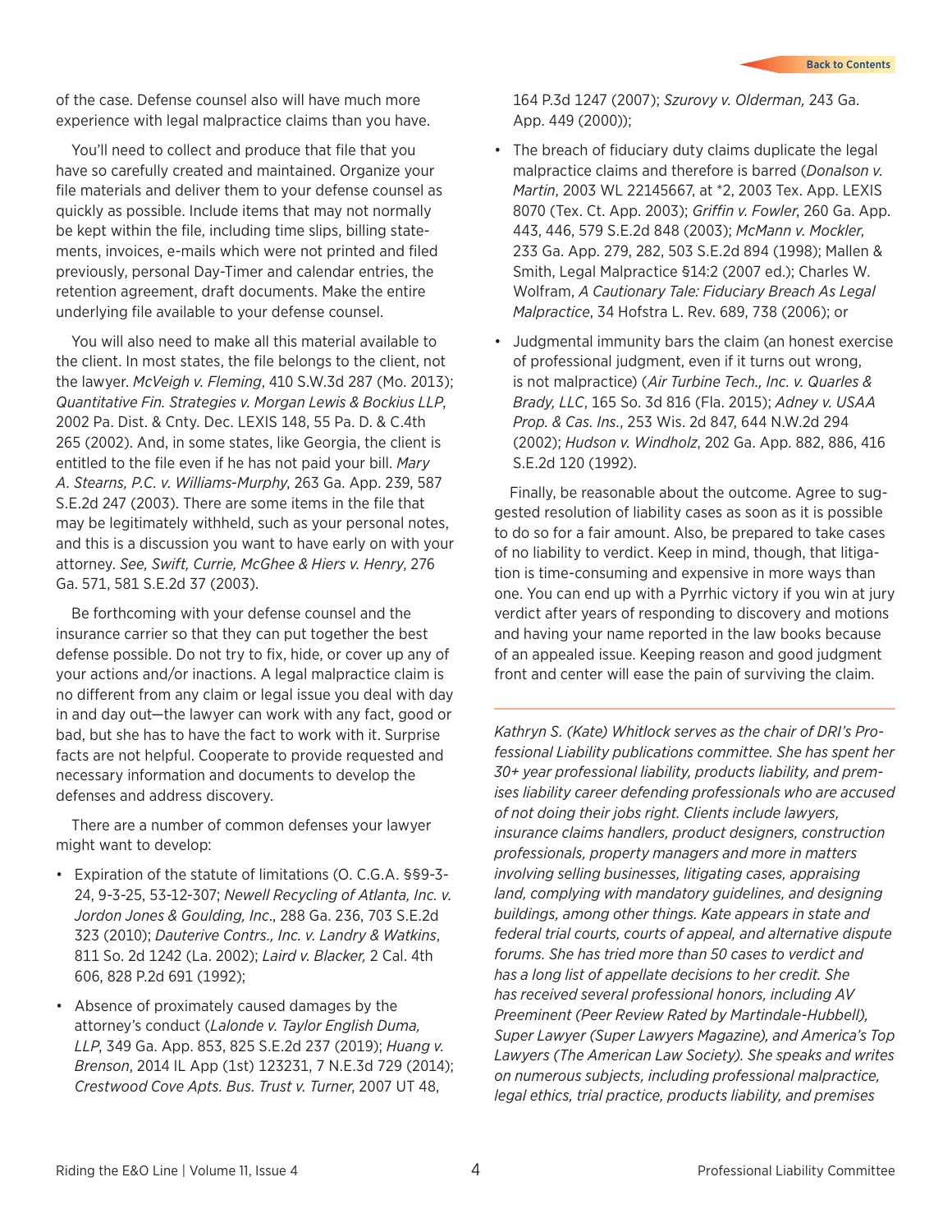of the case. Defense counsel also will have much more experience with legal malpractice claims than you have.

You'll need to collect and produce that file that you have so carefully created and maintained. Organize your file materials and deliver them to your defense counsel as quickly as possible. Include items that may not normally be kept within the file, including time slips, billing statements, invoices, e-mails which were not printed and filed previously, personal Day-Timer and calendar entries, the retention agreement, draft documents. Make the entire underlying file available to your defense counsel.

You will also need to make all this material available to the client. In most states, the file belongs to the client, not the lawyer. *McVeigh v. Fleming*, 410 S.W.3d 287 (Mo. 2013); *Quantitative Fin. Strategies v. Morgan Lewis & Bockius LLP*, 2002 Pa. Dist. & Cnty. Dec. LEXIS 148, 55 Pa. D. & C.4th 265 (2002). And, in some states, like Georgia, the client is entitled to the file even if he has not paid your bill. *Mary A. Stearns, P.C. v. Williams-Murphy*, 263 Ga. App. 239, 587 S.E.2d 247 (2003). There are some items in the file that may be legitimately withheld, such as your personal notes, and this is a discussion you want to have early on with your attorney. *See, Swift, Currie, McGhee & Hiers v. Henry*, 276 Ga. 571, 581 S.E.2d 37 (2003).

Be forthcoming with your defense counsel and the insurance carrier so that they can put together the best defense possible. Do not try to fix, hide, or cover up any of your actions and/or inactions. A legal malpractice claim is no different from any claim or legal issue you deal with day in and day out—the lawyer can work with any fact, good or bad, but she has to have the fact to work with it. Surprise facts are not helpful. Cooperate to provide requested and necessary information and documents to develop the defenses and address discovery.

There are a number of common defenses your lawyer might want to develop:

- Expiration of the statute of limitations (O. C.G.A. §§9-3-24, 9-3-25, 53-12-307; *Newell Recycling of Atlanta, Inc. v. Jordon Jones & Goulding, Inc*., 288 Ga. 236, 703 S.E.2d 323 (2010); *Dauterive Contrs., Inc. v. Landry & Watkins*, 811 So. 2d 1242 (La. 2002); *Laird v. Blacker,* 2 Cal. 4th 606, 828 P.2d 691 (1992);
- Absence of proximately caused damages by the attorney's conduct (*Lalonde v. Taylor English Duma, LLP*, 349 Ga. App. 853, 825 S.E.2d 237 (2019); *Huang v. Brenson*, 2014 IL App (1st) 123231, 7 N.E.3d 729 (2014); *Crestwood Cove Apts. Bus. Trust v. Turner*, 2007 UT 48, 164 P.3d 1247 (2007); *Szurovy v. Olderman,* 243 Ga. App. 449 (2000));
- The breach of fiduciary duty claims duplicate the legal malpractice claims and therefore is barred (*Donalson v. Martin*, 2003 WL 22145667, at *2, 2003 Tex. App. LEXIS 8070 (Tex. Ct. App. 2003); *Griffin v. Fowler*, 260 Ga. App. 443, 446, 579 S.E.2d 848 (2003); *McMann v. Mockler*, 233 Ga. App. 279, 282, 503 S.E.2d 894 (1998); Mallen & Smith, Legal Malpractice §14:2 (2007 ed.); Charles W. Wolfram, *A Cautionary Tale: Fiduciary Breach As Legal Malpractice*, 34 Hofstra L. Rev. 689, 738 (2006); or
- Judgmental immunity bars the claim (an honest exercise of professional judgment, even if it turns out wrong, is not malpractice) (*Air Turbine Tech., Inc. v. Quarles & Brady, LLC*, 165 So. 3d 816 (Fla. 2015); *Adney v. USAA Prop. & Cas. Ins.*, 253 Wis. 2d 847, 644 N.W.2d 294 (2002); *Hudson v. Windholz*, 202 Ga. App. 882, 886, 416 S.E.2d 120 (1992).

Finally, be reasonable about the outcome. Agree to suggested resolution of liability cases as soon as it is possible to do so for a fair amount. Also, be prepared to take cases of no liability to verdict. Keep in mind, though, that litigation is time-consuming and expensive in more ways than one. You can end up with a Pyrrhic victory if you win at jury verdict after years of responding to discovery and motions and having your name reported in the law books because of an appealed issue. Keeping reason and good judgment front and center will ease the pain of surviving the claim.

---

*Kathryn S. (Kate) Whitlock serves as the chair of DRI's Professional Liability publications committee. She has spent her 30+ year professional liability, products liability, and premises liability career defending professionals who are accused of not doing their jobs right. Clients include lawyers, insurance claims handlers, product designers, construction professionals, property managers and more in matters involving selling businesses, litigating cases, appraising land, complying with mandatory guidelines, and designing buildings, among other things. Kate appears in state and federal trial courts, courts of appeal, and alternative dispute forums. She has tried more than 50 cases to verdict and has a long list of appellate decisions to her credit. She has received several professional honors, including AV Preeminent (Peer Review Rated by Martindale-Hubbell), Super Lawyer (Super Lawyers Magazine), and America's Top Lawyers (The American Law Society). She speaks and writes on numerous subjects, including professional malpractice, legal ethics, trial practice, products liability, and premises*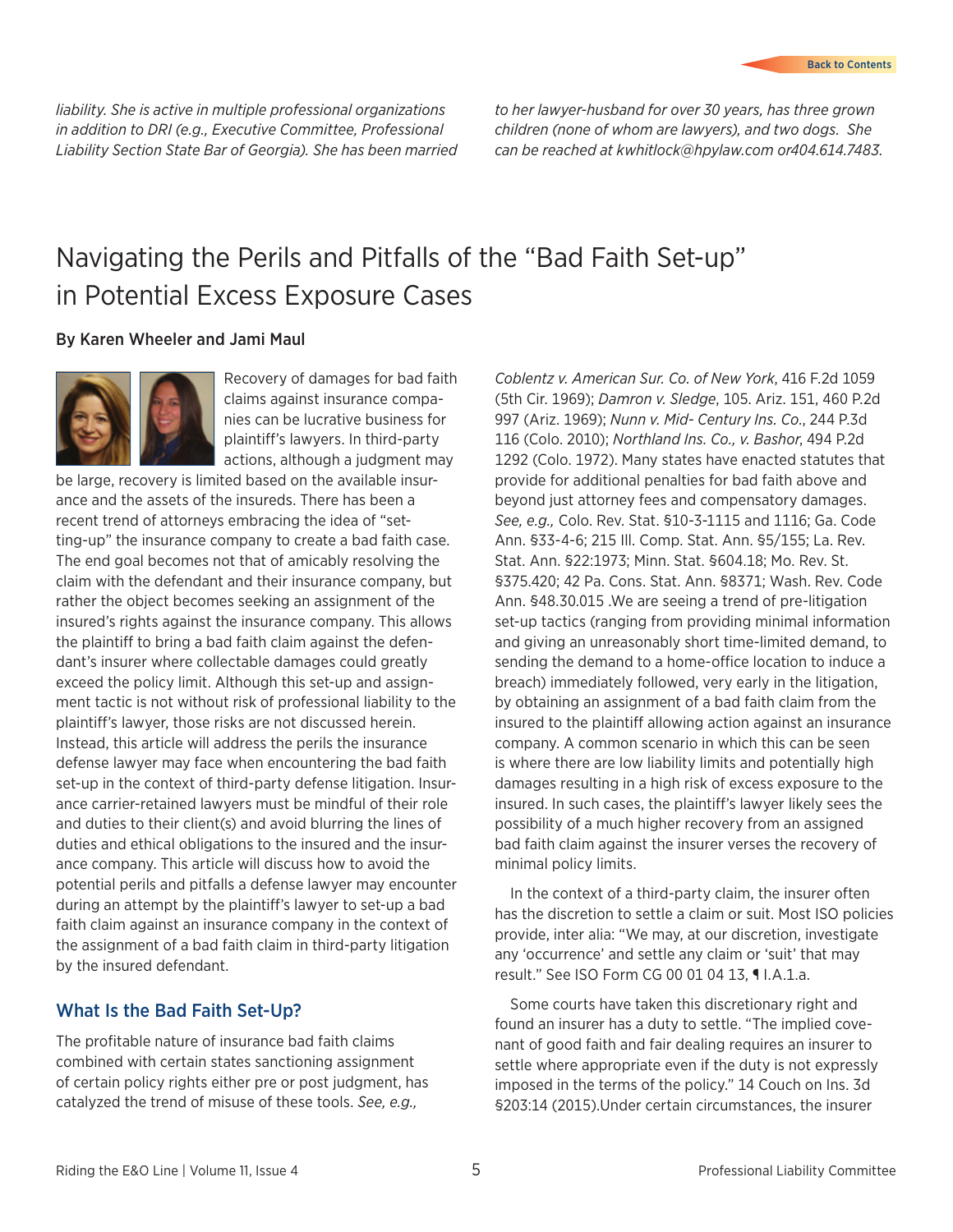*liability. She is active in multiple professional organizations in addition to DRI (e.g., Executive Committee, Professional Liability Section State Bar of Georgia). She has been married to her lawyer-husband for over 30 years, has three grown children (none of whom are lawyers), and two dogs. She can be reached at kwhitlock@hpylaw.com or404.614.7483.*

# Navigating the Perils and Pitfalls of the "Bad Faith Set-up" in Potential Excess Exposure Cases

**By Karen Wheeler and Jami Maul**

Recovery of damages for bad faith claims against insurance companies can be lucrative business for plaintiff's lawyers. In third-party actions, although a judgment may be large, recovery is limited based on the available insurance and the assets of the insureds. There has been a recent trend of attorneys embracing the idea of "setting-up" the insurance company to create a bad faith case. The end goal becomes not that of amicably resolving the claim with the defendant and their insurance company, but rather the object becomes seeking an assignment of the insured's rights against the insurance company. This allows the plaintiff to bring a bad faith claim against the defendant's insurer where collectable damages could greatly exceed the policy limit. Although this set-up and assignment tactic is not without risk of professional liability to the plaintiff's lawyer, those risks are not discussed herein. Instead, this article will address the perils the insurance defense lawyer may face when encountering the bad faith set-up in the context of third-party defense litigation. Insurance carrier-retained lawyers must be mindful of their role and duties to their client(s) and avoid blurring the lines of duties and ethical obligations to the insured and the insurance company. This article will discuss how to avoid the potential perils and pitfalls a defense lawyer may encounter during an attempt by the plaintiff's lawyer to set-up a bad faith claim against an insurance company in the context of the assignment of a bad faith claim in third-party litigation by the insured defendant.

## What Is the Bad Faith Set-Up?

The profitable nature of insurance bad faith claims combined with certain states sanctioning assignment of certain policy rights either pre or post judgment, has catalyzed the trend of misuse of these tools. *See, e.g., Coblentz v. American Sur. Co. of New York*, 416 F.2d 1059 (5th Cir. 1969); *Damron v. Sledge*, 105. Ariz. 151, 460 P.2d 997 (Ariz. 1969); *Nunn v. Mid- Century Ins. Co.*, 244 P.3d 116 (Colo. 2010); *Northland Ins. Co., v. Bashor*, 494 P.2d 1292 (Colo. 1972). Many states have enacted statutes that provide for additional penalties for bad faith above and beyond just attorney fees and compensatory damages. *See, e.g.,* Colo. Rev. Stat. §10-3-1115 and 1116; Ga. Code Ann. §33-4-6; 215 Ill. Comp. Stat. Ann. §5/155; La. Rev. Stat. Ann. §22:1973; Minn. Stat. §604.18; Mo. Rev. St. §375.420; 42 Pa. Cons. Stat. Ann. §8371; Wash. Rev. Code Ann. §48.30.015 .We are seeing a trend of pre-litigation set-up tactics (ranging from providing minimal information and giving an unreasonably short time-limited demand, to sending the demand to a home-office location to induce a breach) immediately followed, very early in the litigation, by obtaining an assignment of a bad faith claim from the insured to the plaintiff allowing action against an insurance company. A common scenario in which this can be seen is where there are low liability limits and potentially high damages resulting in a high risk of excess exposure to the insured. In such cases, the plaintiff's lawyer likely sees the possibility of a much higher recovery from an assigned bad faith claim against the insurer verses the recovery of minimal policy limits.

In the context of a third-party claim, the insurer often has the discretion to settle a claim or suit. Most ISO policies provide, inter alia: "We may, at our discretion, investigate any 'occurrence' and settle any claim or 'suit' that may result." See ISO Form CG 00 01 04 13, ¶ I.A.1.a.

Some courts have taken this discretionary right and found an insurer has a duty to settle. "The implied covenant of good faith and fair dealing requires an insurer to settle where appropriate even if the duty is not expressly imposed in the terms of the policy." 14 Couch on Ins. 3d §203:14 (2015).Under certain circumstances, the insurer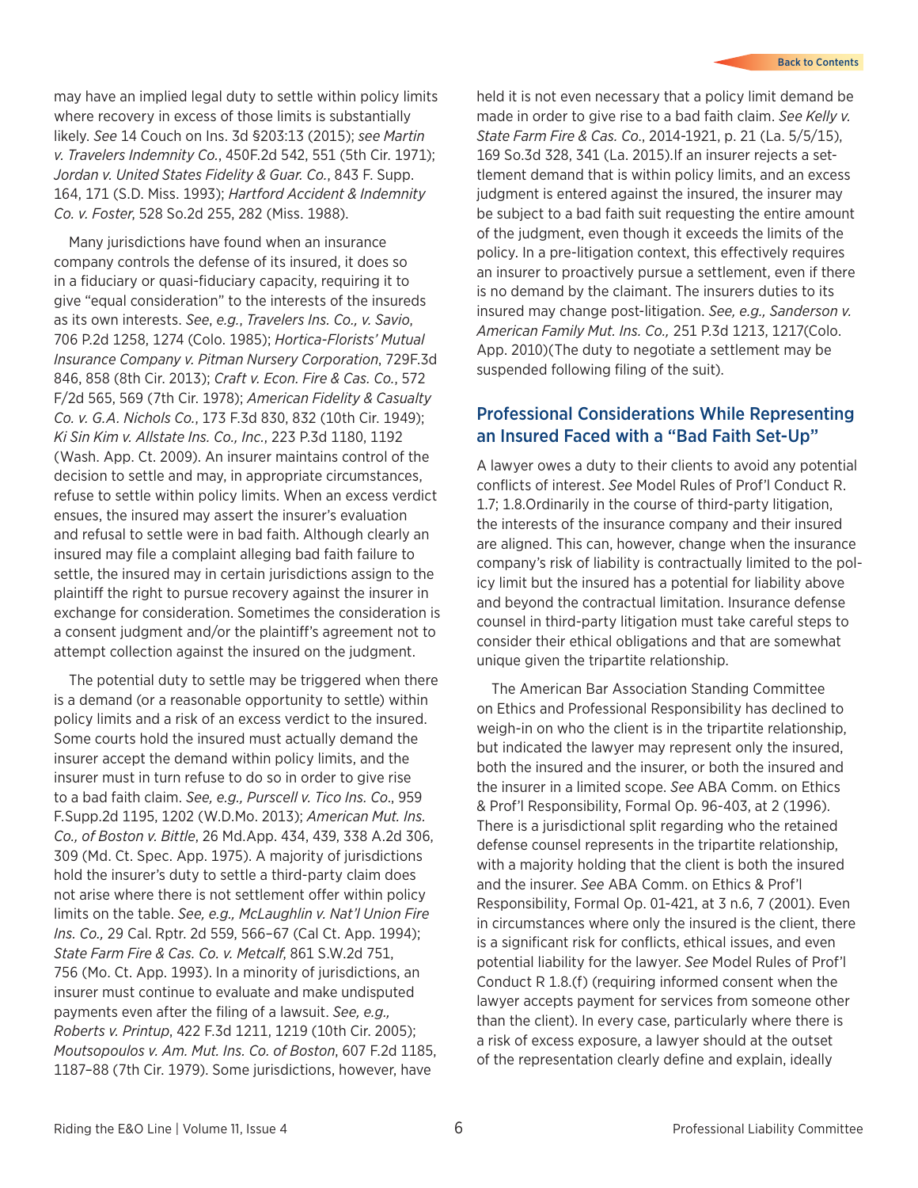may have an implied legal duty to settle within policy limits where recovery in excess of those limits is substantially likely. *See* 14 Couch on Ins. 3d §203:13 (2015); *see Martin v. Travelers Indemnity Co.*, 450F.2d 542, 551 (5th Cir. 1971); *Jordan v. United States Fidelity & Guar. Co.*, 843 F. Supp. 164, 171 (S.D. Miss. 1993); *Hartford Accident & Indemnity Co. v. Foster*, 528 So.2d 255, 282 (Miss. 1988).

Many jurisdictions have found when an insurance company controls the defense of its insured, it does so in a fiduciary or quasi-fiduciary capacity, requiring it to give "equal consideration" to the interests of the insureds as its own interests. *See*, *e.g.*, *Travelers Ins. Co., v. Savio*, 706 P.2d 1258, 1274 (Colo. 1985); *Hortica-Florists' Mutual Insurance Company v. Pitman Nursery Corporation*, 729F.3d 846, 858 (8th Cir. 2013); *Craft v. Econ. Fire & Cas. Co.*, 572 F/2d 565, 569 (7th Cir. 1978); *American Fidelity & Casualty Co. v. G.A. Nichols Co.*, 173 F.3d 830, 832 (10th Cir. 1949); *Ki Sin Kim v. Allstate Ins. Co., Inc.*, 223 P.3d 1180, 1192 (Wash. App. Ct. 2009). An insurer maintains control of the decision to settle and may, in appropriate circumstances, refuse to settle within policy limits. When an excess verdict ensues, the insured may assert the insurer's evaluation and refusal to settle were in bad faith. Although clearly an insured may file a complaint alleging bad faith failure to settle, the insured may in certain jurisdictions assign to the plaintiff the right to pursue recovery against the insurer in exchange for consideration. Sometimes the consideration is a consent judgment and/or the plaintiff's agreement not to attempt collection against the insured on the judgment.

The potential duty to settle may be triggered when there is a demand (or a reasonable opportunity to settle) within policy limits and a risk of an excess verdict to the insured. Some courts hold the insured must actually demand the insurer accept the demand within policy limits, and the insurer must in turn refuse to do so in order to give rise to a bad faith claim. *See, e.g., Purscell v. Tico Ins. Co.*, 959 F.Supp.2d 1195, 1202 (W.D.Mo. 2013); *American Mut. Ins. Co., of Boston v. Bittle*, 26 Md.App. 434, 439, 338 A.2d 306, 309 (Md. Ct. Spec. App. 1975). A majority of jurisdictions hold the insurer's duty to settle a third-party claim does not arise where there is not settlement offer within policy limits on the table. *See, e.g., McLaughlin v. Nat'l Union Fire Ins. Co.,* 29 Cal. Rptr. 2d 559, 566–67 (Cal Ct. App. 1994); *State Farm Fire & Cas. Co. v. Metcalf*, 861 S.W.2d 751, 756 (Mo. Ct. App. 1993). In a minority of jurisdictions, an insurer must continue to evaluate and make undisputed payments even after the filing of a lawsuit. *See, e.g., Roberts v. Printup*, 422 F.3d 1211, 1219 (10th Cir. 2005); *Moutsopoulos v. Am. Mut. Ins. Co. of Boston*, 607 F.2d 1185, 1187–88 (7th Cir. 1979). Some jurisdictions, however, have held it is not even necessary that a policy limit demand be made in order to give rise to a bad faith claim. *See Kelly v. State Farm Fire & Cas. Co*., 2014-1921, p. 21 (La. 5/5/15), 169 So.3d 328, 341 (La. 2015).If an insurer rejects a settlement demand that is within policy limits, and an excess judgment is entered against the insured, the insurer may be subject to a bad faith suit requesting the entire amount of the judgment, even though it exceeds the limits of the policy. In a pre-litigation context, this effectively requires an insurer to proactively pursue a settlement, even if there is no demand by the claimant. The insurers duties to its insured may change post-litigation. *See, e.g., Sanderson v. American Family Mut. Ins. Co.,* 251 P.3d 1213, 1217(Colo. App. 2010)(The duty to negotiate a settlement may be suspended following filing of the suit).

## Professional Considerations While Representing an Insured Faced with a "Bad Faith Set-Up"

A lawyer owes a duty to their clients to avoid any potential conflicts of interest. *See* Model Rules of Prof'l Conduct R. 1.7; 1.8.Ordinarily in the course of third-party litigation, the interests of the insurance company and their insured are aligned. This can, however, change when the insurance company's risk of liability is contractually limited to the policy limit but the insured has a potential for liability above and beyond the contractual limitation. Insurance defense counsel in third-party litigation must take careful steps to consider their ethical obligations and that are somewhat unique given the tripartite relationship.

The American Bar Association Standing Committee on Ethics and Professional Responsibility has declined to weigh-in on who the client is in the tripartite relationship, but indicated the lawyer may represent only the insured, both the insured and the insurer, or both the insured and the insurer in a limited scope. *See* ABA Comm. on Ethics & Prof'l Responsibility, Formal Op. 96-403, at 2 (1996). There is a jurisdictional split regarding who the retained defense counsel represents in the tripartite relationship, with a majority holding that the client is both the insured and the insurer. *See* ABA Comm. on Ethics & Prof'l Responsibility, Formal Op. 01-421, at 3 n.6, 7 (2001). Even in circumstances where only the insured is the client, there is a significant risk for conflicts, ethical issues, and even potential liability for the lawyer. *See* Model Rules of Prof'l Conduct R 1.8.(f) (requiring informed consent when the lawyer accepts payment for services from someone other than the client). In every case, particularly where there is a risk of excess exposure, a lawyer should at the outset of the representation clearly define and explain, ideally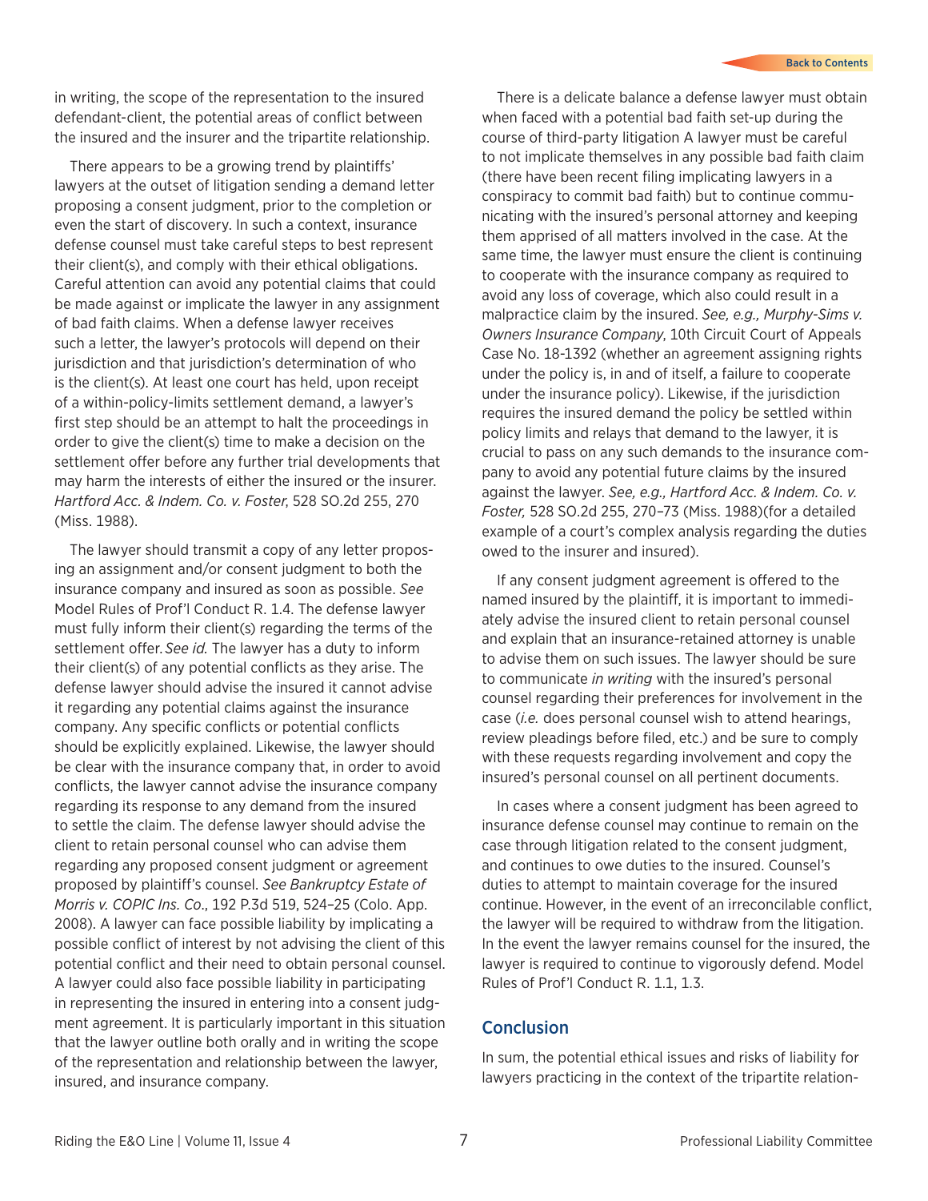in writing, the scope of the representation to the insured defendant-client, the potential areas of conflict between the insured and the insurer and the tripartite relationship.

There appears to be a growing trend by plaintiffs' lawyers at the outset of litigation sending a demand letter proposing a consent judgment, prior to the completion or even the start of discovery. In such a context, insurance defense counsel must take careful steps to best represent their client(s), and comply with their ethical obligations. Careful attention can avoid any potential claims that could be made against or implicate the lawyer in any assignment of bad faith claims. When a defense lawyer receives such a letter, the lawyer's protocols will depend on their jurisdiction and that jurisdiction's determination of who is the client(s). At least one court has held, upon receipt of a within-policy-limits settlement demand, a lawyer's first step should be an attempt to halt the proceedings in order to give the client(s) time to make a decision on the settlement offer before any further trial developments that may harm the interests of either the insured or the insurer. *Hartford Acc. & Indem. Co. v. Foster*, 528 SO.2d 255, 270 (Miss. 1988).

The lawyer should transmit a copy of any letter proposing an assignment and/or consent judgment to both the insurance company and insured as soon as possible. *See* Model Rules of Prof'l Conduct R. 1.4. The defense lawyer must fully inform their client(s) regarding the terms of the settlement offer. *See id.* The lawyer has a duty to inform their client(s) of any potential conflicts as they arise. The defense lawyer should advise the insured it cannot advise it regarding any potential claims against the insurance company. Any specific conflicts or potential conflicts should be explicitly explained. Likewise, the lawyer should be clear with the insurance company that, in order to avoid conflicts, the lawyer cannot advise the insurance company regarding its response to any demand from the insured to settle the claim. The defense lawyer should advise the client to retain personal counsel who can advise them regarding any proposed consent judgment or agreement proposed by plaintiff's counsel. *See Bankruptcy Estate of Morris v. COPIC Ins. Co.*, 192 P.3d 519, 524–25 (Colo. App. 2008). A lawyer can face possible liability by implicating a possible conflict of interest by not advising the client of this potential conflict and their need to obtain personal counsel. A lawyer could also face possible liability in participating in representing the insured in entering into a consent judgment agreement. It is particularly important in this situation that the lawyer outline both orally and in writing the scope of the representation and relationship between the lawyer, insured, and insurance company.

There is a delicate balance a defense lawyer must obtain when faced with a potential bad faith set-up during the course of third-party litigation A lawyer must be careful to not implicate themselves in any possible bad faith claim (there have been recent filing implicating lawyers in a conspiracy to commit bad faith) but to continue communicating with the insured's personal attorney and keeping them apprised of all matters involved in the case. At the same time, the lawyer must ensure the client is continuing to cooperate with the insurance company as required to avoid any loss of coverage, which also could result in a malpractice claim by the insured. *See, e.g., Murphy-Sims v. Owners Insurance Company*, 10th Circuit Court of Appeals Case No. 18-1392 (whether an agreement assigning rights under the policy is, in and of itself, a failure to cooperate under the insurance policy). Likewise, if the jurisdiction requires the insured demand the policy be settled within policy limits and relays that demand to the lawyer, it is crucial to pass on any such demands to the insurance company to avoid any potential future claims by the insured against the lawyer. *See, e.g., Hartford Acc. & Indem. Co. v. Foster,* 528 SO.2d 255, 270–73 (Miss. 1988)(for a detailed example of a court's complex analysis regarding the duties owed to the insurer and insured).

If any consent judgment agreement is offered to the named insured by the plaintiff, it is important to immediately advise the insured client to retain personal counsel and explain that an insurance-retained attorney is unable to advise them on such issues. The lawyer should be sure to communicate *in writing* with the insured's personal counsel regarding their preferences for involvement in the case (*i.e.* does personal counsel wish to attend hearings, review pleadings before filed, etc.) and be sure to comply with these requests regarding involvement and copy the insured's personal counsel on all pertinent documents.

In cases where a consent judgment has been agreed to insurance defense counsel may continue to remain on the case through litigation related to the consent judgment, and continues to owe duties to the insured. Counsel's duties to attempt to maintain coverage for the insured continue. However, in the event of an irreconcilable conflict, the lawyer will be required to withdraw from the litigation. In the event the lawyer remains counsel for the insured, the lawyer is required to continue to vigorously defend. Model Rules of Prof'l Conduct R. 1.1, 1.3.

## Conclusion

In sum, the potential ethical issues and risks of liability for lawyers practicing in the context of the tripartite relation-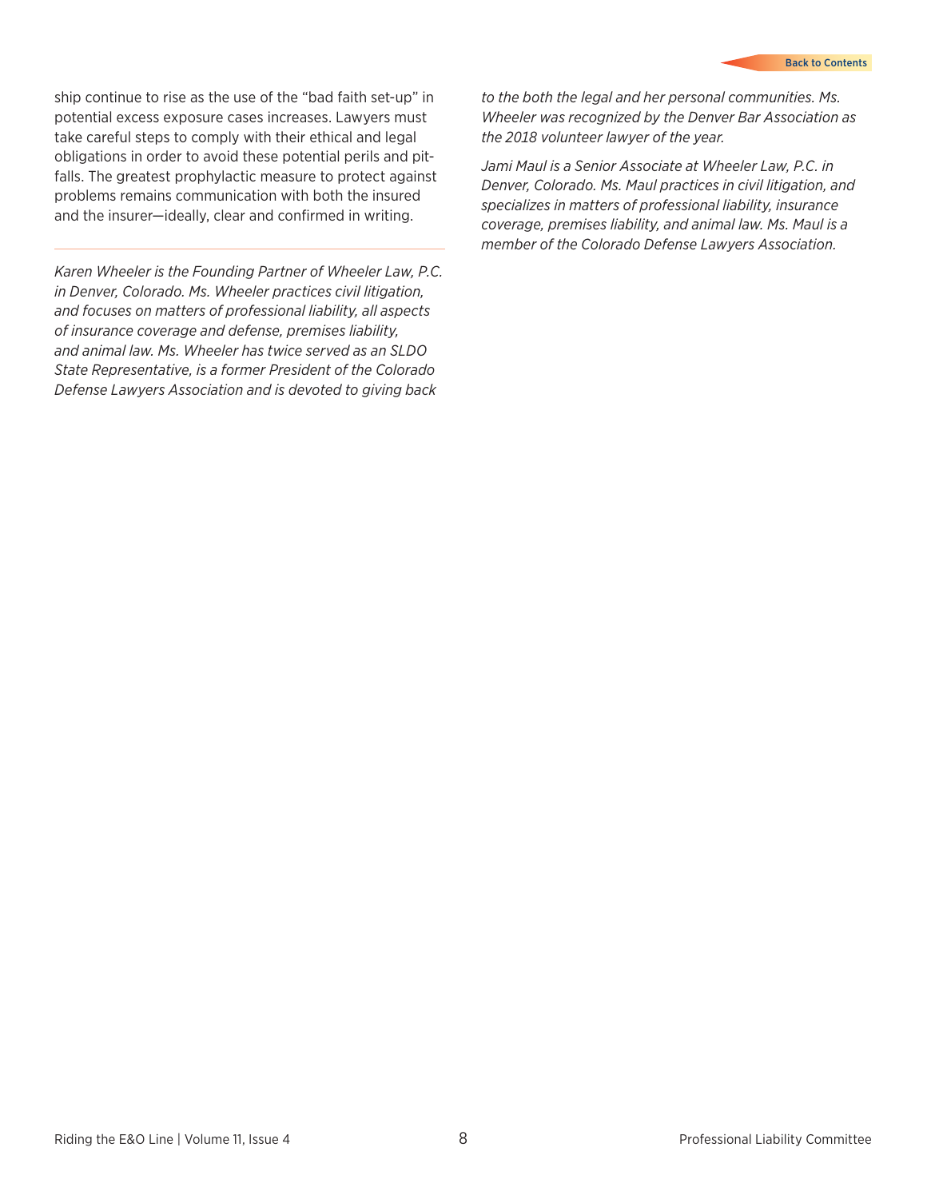ship continue to rise as the use of the "bad faith set-up" in potential excess exposure cases increases. Lawyers must take careful steps to comply with their ethical and legal obligations in order to avoid these potential perils and pitfalls. The greatest prophylactic measure to protect against problems remains communication with both the insured and the insurer—ideally, clear and confirmed in writing.

---

*Karen Wheeler is the Founding Partner of Wheeler Law, P.C. in Denver, Colorado. Ms. Wheeler practices civil litigation, and focuses on matters of professional liability, all aspects of insurance coverage and defense, premises liability, and animal law. Ms. Wheeler has twice served as an SLDO State Representative, is a former President of the Colorado Defense Lawyers Association and is devoted to giving back to the both the legal and her personal communities. Ms. Wheeler was recognized by the Denver Bar Association as the 2018 volunteer lawyer of the year.*

*Jami Maul is a Senior Associate at Wheeler Law, P.C. in Denver, Colorado. Ms. Maul practices in civil litigation, and specializes in matters of professional liability, insurance coverage, premises liability, and animal law. Ms. Maul is a member of the Colorado Defense Lawyers Association.*